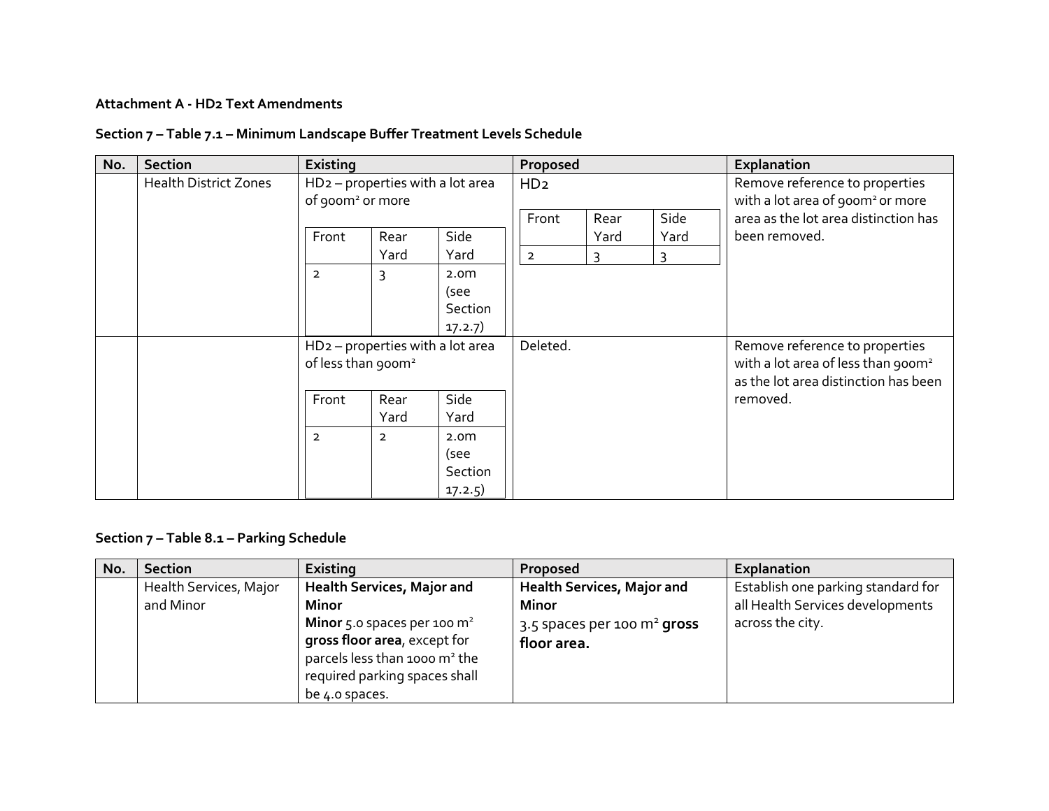**Attachment A - HD2 Text Amendments**

**Section 7 – Table 7.1 – Minimum Landscape Buffer Treatment Levels Schedule**

| No. | Section | Existing | Proposed | Explanation |
|---|---|---|---|---|
| | Health District Zones | HD2 – properties with a lot area of 900m² or more<br>Front: 2; Rear Yard: 3; Side Yard: 2.0m (see Section 17.2.7) | HD2<br>Front: 2; Rear Yard: 3; Side Yard: 3 | Remove reference to properties with a lot area of 900m² or more area as the lot area distinction has been removed. |
| | | HD2 – properties with a lot area of less than 900m²<br>Front: 2; Rear Yard: 2; Side Yard: 2.0m (see Section 17.2.5) | Deleted. | Remove reference to properties with a lot area of less than 900m² as the lot area distinction has been removed. |

**Section 7 – Table 8.1 – Parking Schedule**

| No. | Section | Existing | Proposed | Explanation |
|---|---|---|---|---|
| | Health Services, Major and Minor | **Health Services, Major and Minor**<br>**Minor** 5.0 spaces per 100 m² **gross floor area**, except for parcels less than 1000 m² the required parking spaces shall be 4.0 spaces. | **Health Services, Major and Minor**<br>3.5 spaces per 100 m² **gross floor area.** | Establish one parking standard for all Health Services developments across the city. |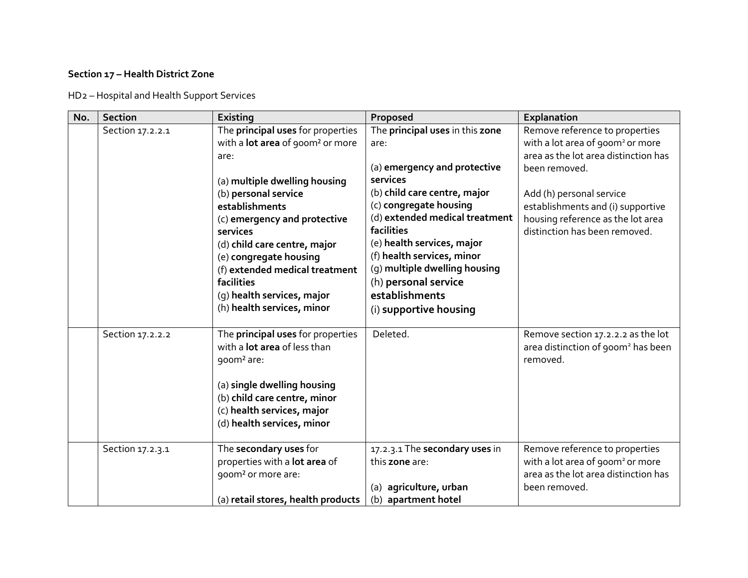**Section 17 – Health District Zone**

HD2 – Hospital and Health Support Services

| No. | Section | Existing | Proposed | Explanation |
|---|---|---|---|---|
| | Section 17.2.2.1 | The **principal uses** for properties with a **lot area** of 900m² or more are:<br><br>(a) **multiple dwelling housing**<br>(b) **personal service establishments**<br>(c) **emergency and protective services**<br>(d) **child care centre, major**<br>(e) **congregate housing**<br>(f) **extended medical treatment facilities**<br>(g) **health services, major**<br>(h) **health services, minor** | The **principal uses** in this **zone** are:<br><br>(a) **emergency and protective services**<br>(b) **child care centre, major**<br>(c) **congregate housing**<br>(d) **extended medical treatment facilities**<br>(e) **health services, major**<br>(f) **health services, minor**<br>(g) **multiple dwelling housing**<br>(h) **personal service establishments**<br>(i) **supportive housing** | Remove reference to properties with a lot area of 900m² or more area as the lot area distinction has been removed.<br><br>Add (h) personal service establishments and (i) supportive housing reference as the lot area distinction has been removed. |
| | Section 17.2.2.2 | The **principal uses** for properties with a **lot area** of less than 900m² are:<br><br>(a) **single dwelling housing**<br>(b) **child care centre, minor**<br>(c) **health services, major**<br>(d) **health services, minor** | Deleted. | Remove section 17.2.2.2 as the lot area distinction of 900m² has been removed. |
| | Section 17.2.3.1 | The **secondary uses** for properties with a **lot area** of 900m² or more are:<br><br>(a) **retail stores, health products** | 17.2.3.1 The **secondary uses** in this **zone** are:<br><br>(a) **agriculture, urban**<br>(b) **apartment hotel** | Remove reference to properties with a lot area of 900m² or more area as the lot area distinction has been removed. |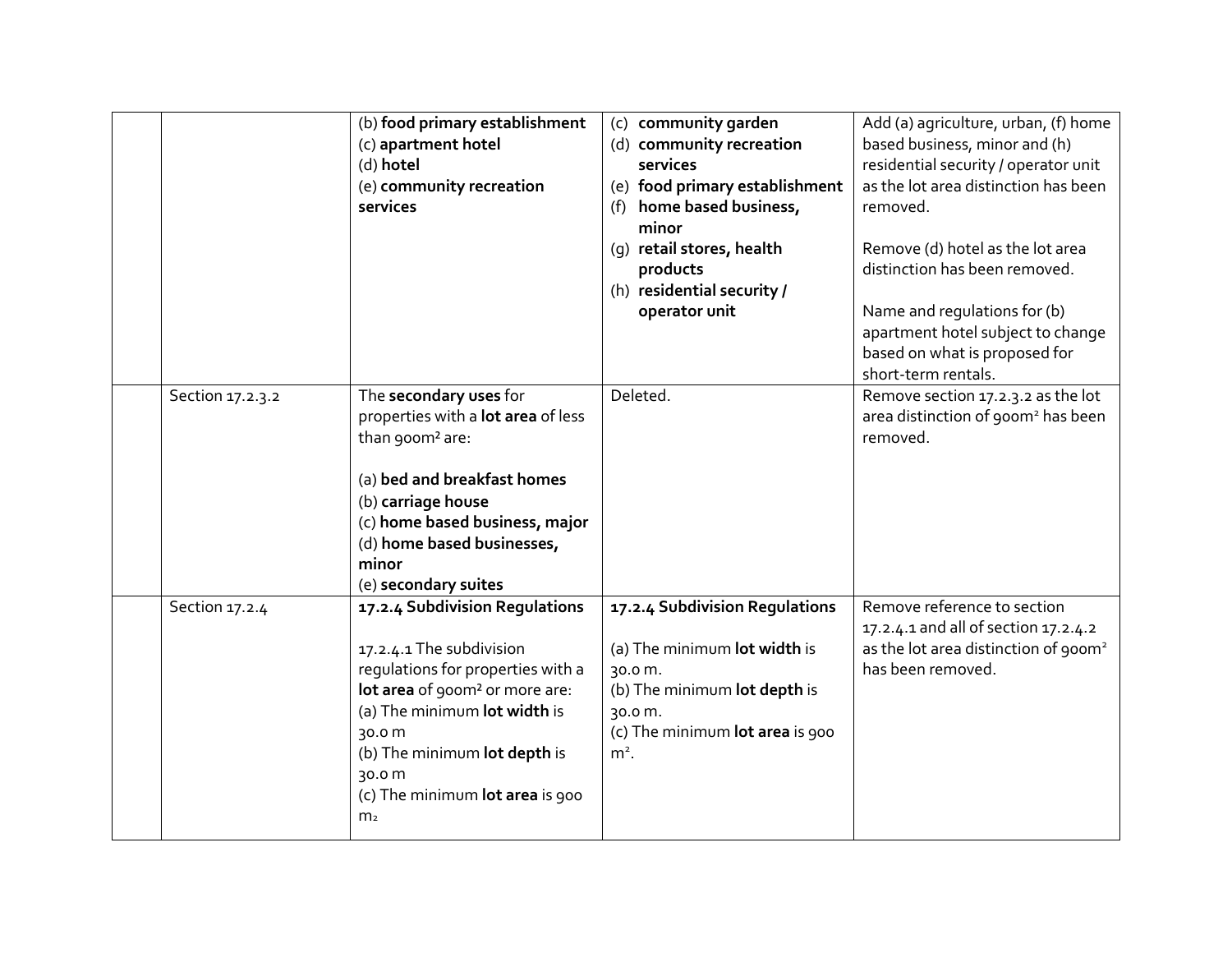| | | | | |
|---|---|---|---|---|
| | | (b) **food primary establishment**<br>(c) **apartment hotel**<br>(d) **hotel**<br>(e) **community recreation services** | (c) **community garden**<br>(d) **community recreation services**<br>(e) **food primary establishment**<br>(f) **home based business, minor**<br>(g) **retail stores, health products**<br>(h) **residential security / operator unit** | Add (a) agriculture, urban, (f) home based business, minor and (h) residential security / operator unit as the lot area distinction has been removed.<br><br>Remove (d) hotel as the lot area distinction has been removed.<br><br>Name and regulations for (b) apartment hotel subject to change based on what is proposed for short-term rentals. |
| | Section 17.2.3.2 | The **secondary uses** for properties with a **lot area** of less than 900m² are:<br><br>(a) **bed and breakfast homes**<br>(b) **carriage house**<br>(c) **home based business, major**<br>(d) **home based businesses, minor**<br>(e) **secondary suites** | Deleted. | Remove section 17.2.3.2 as the lot area distinction of 900m² has been removed. |
| | Section 17.2.4 | **17.2.4 Subdivision Regulations**<br><br>17.2.4.1 The subdivision regulations for properties with a **lot area** of 900m² or more are:<br>(a) The minimum **lot width** is 30.0 m<br>(b) The minimum **lot depth** is 30.0 m<br>(c) The minimum **lot area** is 900 m₂ | **17.2.4 Subdivision Regulations**<br><br>(a) The minimum **lot width** is 30.0 m.<br>(b) The minimum **lot depth** is 30.0 m.<br>(c) The minimum **lot area** is 900 m². | Remove reference to section 17.2.4.1 and all of section 17.2.4.2 as the lot area distinction of 900m² has been removed. |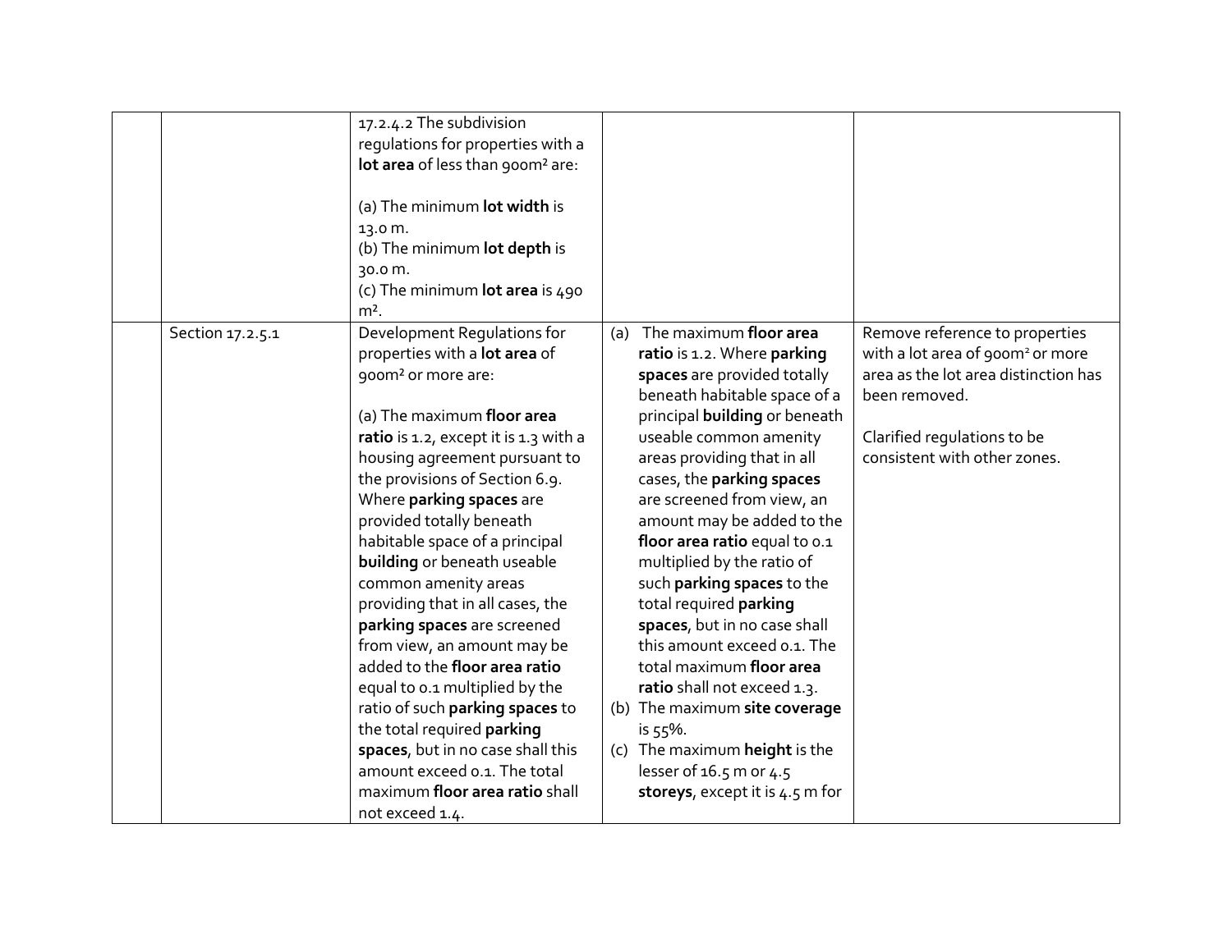| | | | | |
|---|---|---|---|---|
| | | 17.2.4.2 The subdivision regulations for properties with a **lot area** of less than 900m² are:<br><br>(a) The minimum **lot width** is 13.0 m.<br>(b) The minimum **lot depth** is 30.0 m.<br>(c) The minimum **lot area** is 490 m². | | |
| | Section 17.2.5.1 | Development Regulations for properties with a **lot area** of 900m² or more are:<br><br>(a) The maximum **floor area ratio** is 1.2, except it is 1.3 with a housing agreement pursuant to the provisions of Section 6.9. Where **parking spaces** are provided totally beneath habitable space of a principal **building** or beneath useable common amenity areas providing that in all cases, the **parking spaces** are screened from view, an amount may be added to the **floor area ratio** equal to 0.1 multiplied by the ratio of such **parking spaces** to the total required **parking spaces**, but in no case shall this amount exceed 0.1. The total maximum **floor area ratio** shall not exceed 1.4. | (a) The maximum **floor area ratio** is 1.2. Where **parking spaces** are provided totally beneath habitable space of a principal **building** or beneath useable common amenity areas providing that in all cases, the **parking spaces** are screened from view, an amount may be added to the **floor area ratio** equal to 0.1 multiplied by the ratio of such **parking spaces** to the total required **parking spaces**, but in no case shall this amount exceed 0.1. The total maximum **floor area ratio** shall not exceed 1.3.<br>(b) The maximum **site coverage** is 55%.<br>(c) The maximum **height** is the lesser of 16.5 m or 4.5 **storeys**, except it is 4.5 m for | Remove reference to properties with a lot area of 900m² or more area as the lot area distinction has been removed.<br><br>Clarified regulations to be consistent with other zones. |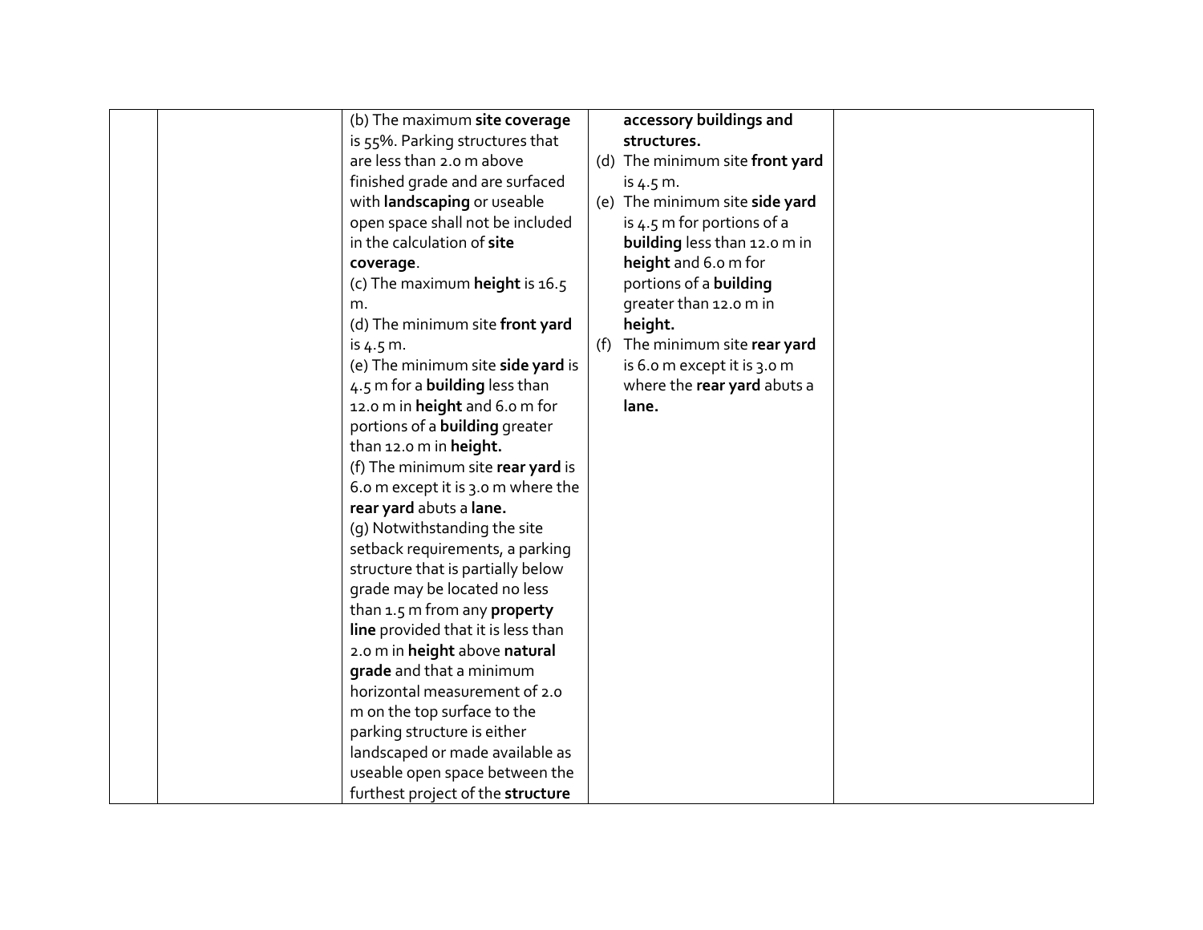|  |  | (b) The maximum **site coverage** is 55%. Parking structures that are less than 2.0 m above finished grade and are surfaced with **landscaping** or useable open space shall not be included in the calculation of **site coverage**.<br>(c) The maximum **height** is 16.5 m.<br>(d) The minimum site **front yard** is 4.5 m.<br>(e) The minimum site **side yard** is 4.5 m for a **building** less than 12.0 m in **height** and 6.0 m for portions of a **building** greater than 12.0 m in **height.**<br>(f) The minimum site **rear yard** is 6.0 m except it is 3.0 m where the **rear yard** abuts a **lane.**<br>(g) Notwithstanding the site setback requirements, a parking structure that is partially below grade may be located no less than 1.5 m from any **property line** provided that it is less than 2.0 m in **height** above **natural grade** and that a minimum horizontal measurement of 2.0 m on the top surface to the parking structure is either landscaped or made available as useable open space between the furthest project of the **structure** | **accessory buildings and structures.**<br>(d) The minimum site **front yard** is 4.5 m.<br>(e) The minimum site **side yard** is 4.5 m for portions of a **building** less than 12.0 m in **height** and 6.0 m for portions of a **building** greater than 12.0 m in **height.**<br>(f) The minimum site **rear yard** is 6.0 m except it is 3.0 m where the **rear yard** abuts a **lane.** |  |
|---|---|---|---|---|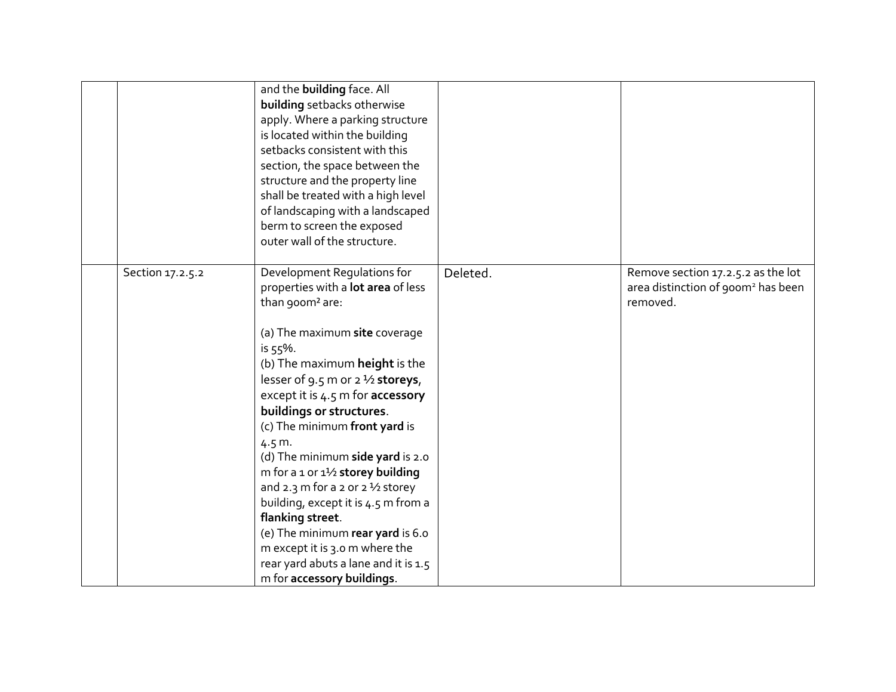| | | | | |
|---|---|---|---|---|
| | | and the **building** face. All **building** setbacks otherwise apply. Where a parking structure is located within the building setbacks consistent with this section, the space between the structure and the property line shall be treated with a high level of landscaping with a landscaped berm to screen the exposed outer wall of the structure. | | |
| | Section 17.2.5.2 | Development Regulations for properties with a **lot area** of less than 900m² are:<br><br>(a) The maximum **site** coverage is 55%.<br>(b) The maximum **height** is the lesser of 9.5 m or 2 ½ **storeys**, except it is 4.5 m for **accessory buildings or structures**.<br>(c) The minimum **front yard** is 4.5 m.<br>(d) The minimum **side yard** is 2.0 m for a 1 or 1½ **storey building** and 2.3 m for a 2 or 2 ½ storey building, except it is 4.5 m from a **flanking street**.<br>(e) The minimum **rear yard** is 6.0 m except it is 3.0 m where the rear yard abuts a lane and it is 1.5 m for **accessory buildings**. | Deleted. | Remove section 17.2.5.2 as the lot area distinction of 900m² has been removed. |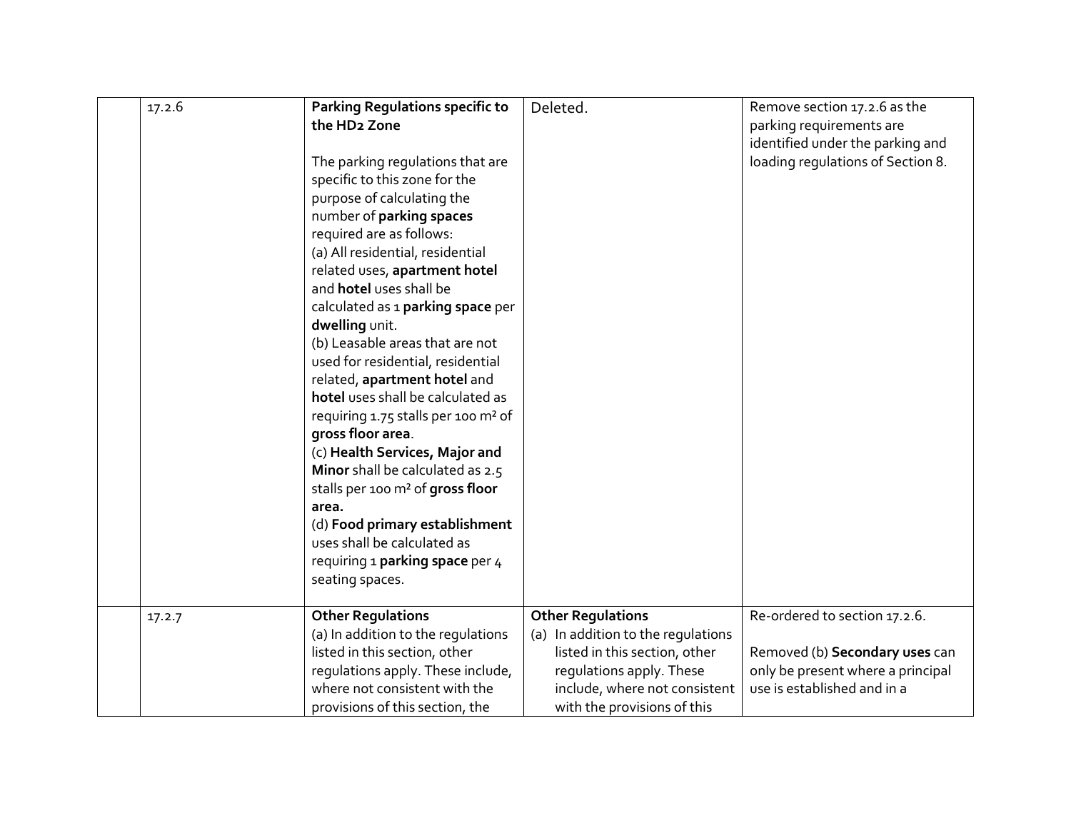| | | | | |
|---|---|---|---|---|
| | 17.2.6 | **Parking Regulations specific to the HD2 Zone**<br><br>The parking regulations that are specific to this zone for the purpose of calculating the number of **parking spaces** required are as follows:<br>(a) All residential, residential related uses, **apartment hotel** and **hotel** uses shall be calculated as 1 **parking space** per **dwelling** unit.<br>(b) Leasable areas that are not used for residential, residential related, **apartment hotel** and **hotel** uses shall be calculated as requiring 1.75 stalls per 100 m² of **gross floor area**.<br>(c) **Health Services, Major and Minor** shall be calculated as 2.5 stalls per 100 m² of **gross floor area.**<br>(d) **Food primary establishment** uses shall be calculated as requiring 1 **parking space** per 4 seating spaces. | Deleted. | Remove section 17.2.6 as the parking requirements are identified under the parking and loading regulations of Section 8. |
| | 17.2.7 | **Other Regulations**<br>(a) In addition to the regulations listed in this section, other regulations apply. These include, where not consistent with the provisions of this section, the | **Other Regulations**<br>(a) In addition to the regulations listed in this section, other regulations apply. These include, where not consistent with the provisions of this | Re-ordered to section 17.2.6.<br><br>Removed (b) **Secondary uses** can only be present where a principal use is established and in a |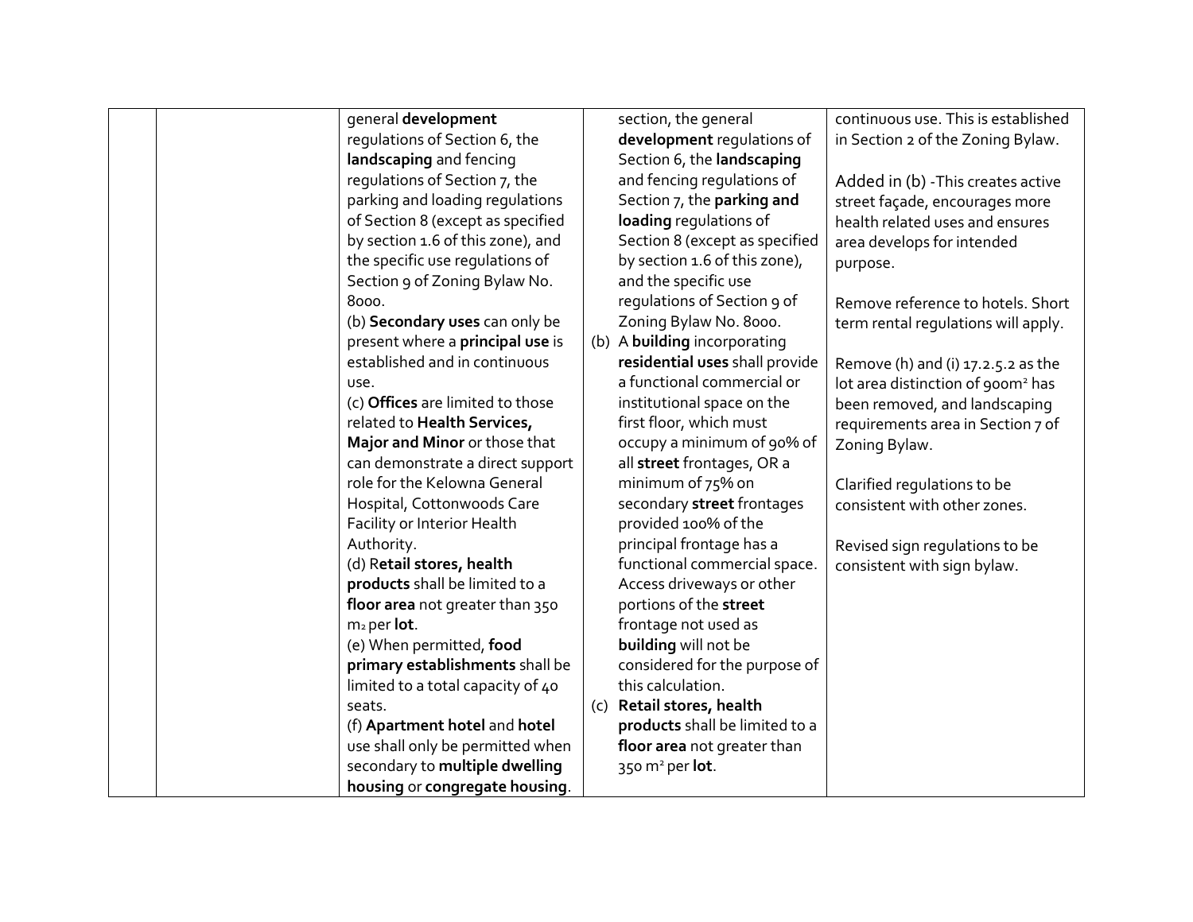| | | | | |
|---|---|---|---|---|
| | | general **development** regulations of Section 6, the **landscaping** and fencing regulations of Section 7, the parking and loading regulations of Section 8 (except as specified by section 1.6 of this zone), and the specific use regulations of Section 9 of Zoning Bylaw No. 8000.<br>(b) **Secondary uses** can only be present where a **principal use** is established and in continuous use.<br>(c) **Offices** are limited to those related to **Health Services, Major and Minor** or those that can demonstrate a direct support role for the Kelowna General Hospital, Cottonwoods Care Facility or Interior Health Authority.<br>(d) R**etail stores, health products** shall be limited to a **floor area** not greater than 350 $m_2$ per **lot**.<br>(e) When permitted, **food primary establishments** shall be limited to a total capacity of 40 seats.<br>(f) **Apartment hotel** and **hotel** use shall only be permitted when secondary to **multiple dwelling housing** or **congregate housing**. | section, the general **development** regulations of Section 6, the **landscaping** and fencing regulations of Section 7, the **parking and loading** regulations of Section 8 (except as specified by section 1.6 of this zone), and the specific use regulations of Section 9 of Zoning Bylaw No. 8000.<br>(b) A **building** incorporating **residential uses** shall provide a functional commercial or institutional space on the first floor, which must occupy a minimum of 90% of all **street** frontages, OR a minimum of 75% on secondary **street** frontages provided 100% of the principal frontage has a functional commercial space. Access driveways or other portions of the **street** frontage not used as **building** will not be considered for the purpose of this calculation.<br>(c) **Retail stores, health products** shall be limited to a **floor area** not greater than 350 $m^2$ per **lot**. | continuous use. This is established in Section 2 of the Zoning Bylaw.<br><br>Added in (b) -This creates active street façade, encourages more health related uses and ensures area develops for intended purpose.<br><br>Remove reference to hotels. Short term rental regulations will apply.<br><br>Remove (h) and (i) 17.2.5.2 as the lot area distinction of 900$m^2$ has been removed, and landscaping requirements area in Section 7 of Zoning Bylaw.<br><br>Clarified regulations to be consistent with other zones.<br><br>Revised sign regulations to be consistent with sign bylaw. |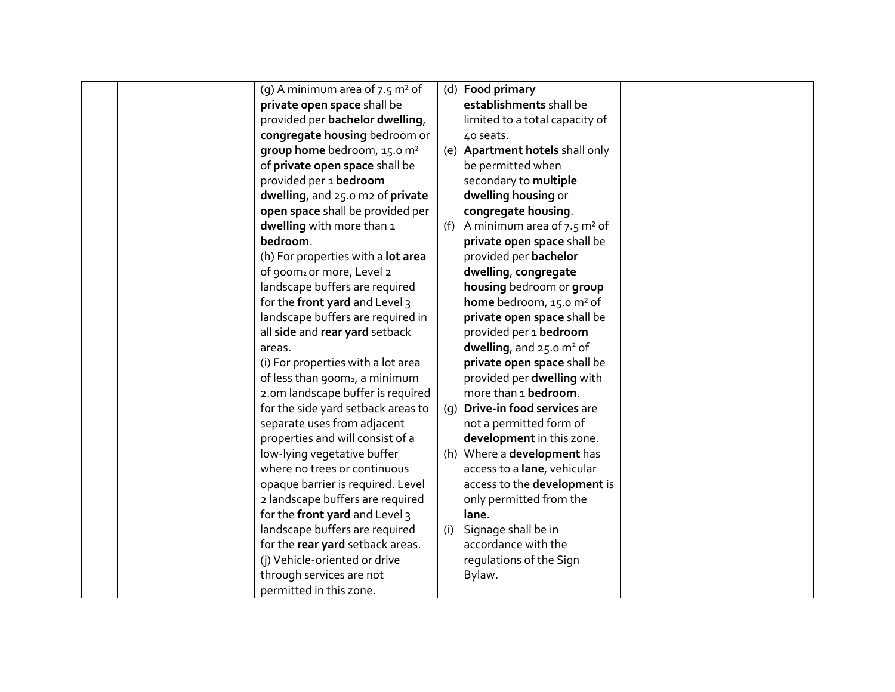| | | (g) A minimum area of 7.5 m² of **private open space** shall be provided per **bachelor dwelling**, **congregate housing** bedroom or **group home** bedroom, 15.0 m² of **private open space** shall be provided per 1 **bedroom dwelling**, and 25.0 m2 of **private open space** shall be provided per **dwelling** with more than 1 **bedroom**.<br>(h) For properties with a **lot area** of 900m2 or more, Level 2 landscape buffers are required for the **front yard** and Level 3 landscape buffers are required in all **side** and **rear yard** setback areas.<br>(i) For properties with a lot area of less than 900m2, a minimum 2.0m landscape buffer is required for the side yard setback areas to separate uses from adjacent properties and will consist of a low-lying vegetative buffer where no trees or continuous opaque barrier is required. Level 2 landscape buffers are required for the **front yard** and Level 3 landscape buffers are required for the **rear yard** setback areas.<br>(j) Vehicle-oriented or drive through services are not permitted in this zone. | (d) **Food primary establishments** shall be limited to a total capacity of 40 seats.<br>(e) **Apartment hotels** shall only be permitted when secondary to **multiple dwelling housing** or **congregate housing**.<br>(f) A minimum area of 7.5 m² of **private open space** shall be provided per **bachelor dwelling**, **congregate housing** bedroom or **group home** bedroom, 15.0 m² of **private open space** shall be provided per 1 **bedroom dwelling**, and 25.0 m² of **private open space** shall be provided per **dwelling** with more than 1 **bedroom**.<br>(g) **Drive-in food services** are not a permitted form of **development** in this zone.<br>(h) Where a **development** has access to a **lane**, vehicular access to the **development** is only permitted from the **lane.**<br>(i) Signage shall be in accordance with the regulations of the Sign Bylaw. | |
|---|---|---|---|---|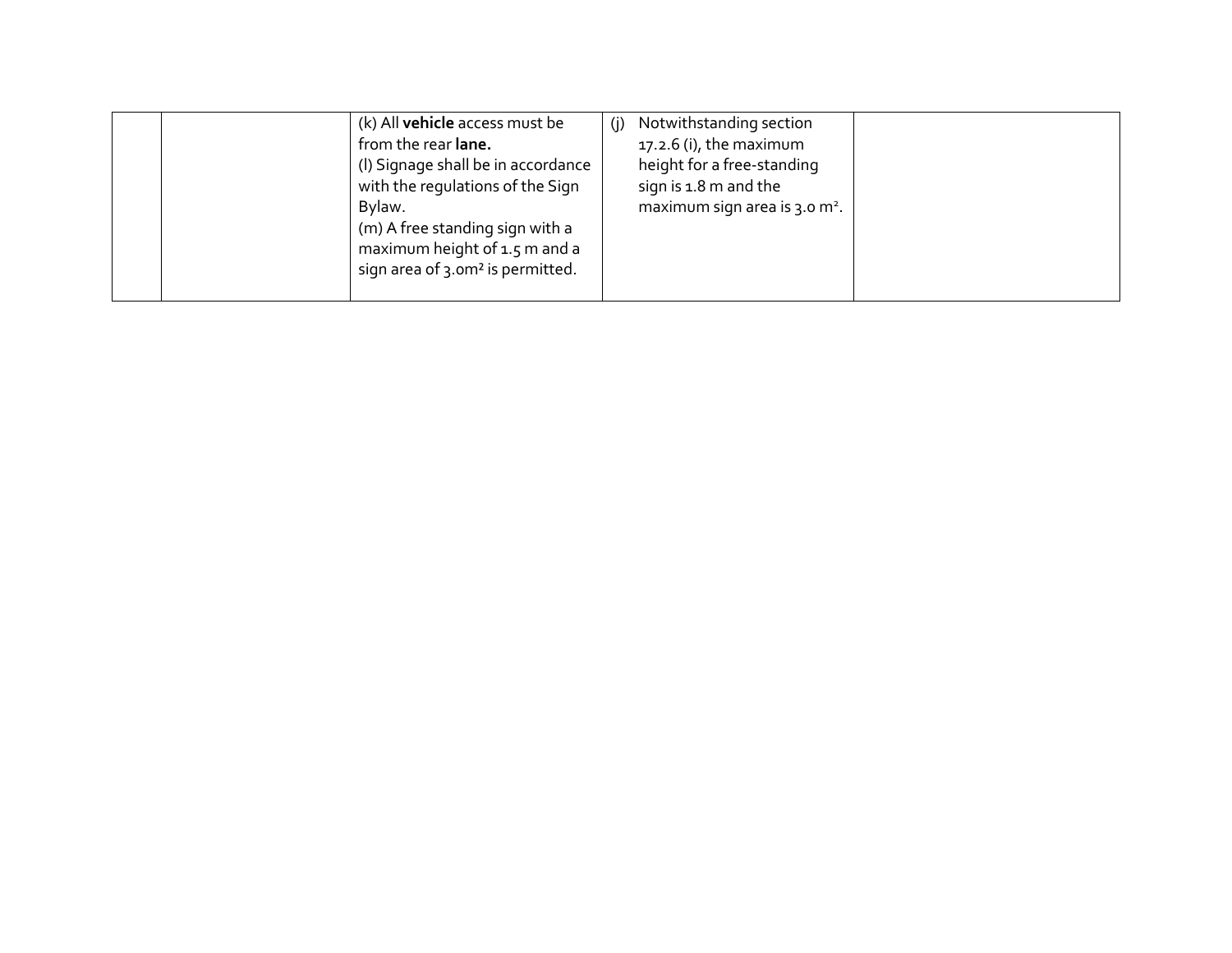| | | | | |
|---|---|---|---|---|
| | | (k) All **vehicle** access must be from the rear **lane.**<br>(l) Signage shall be in accordance with the regulations of the Sign Bylaw.<br>(m) A free standing sign with a maximum height of 1.5 m and a sign area of $3.0m^2$ is permitted. | (j) Notwithstanding section 17.2.6 (i), the maximum height for a free-standing sign is 1.8 m and the maximum sign area is 3.0 $m^2$. | |